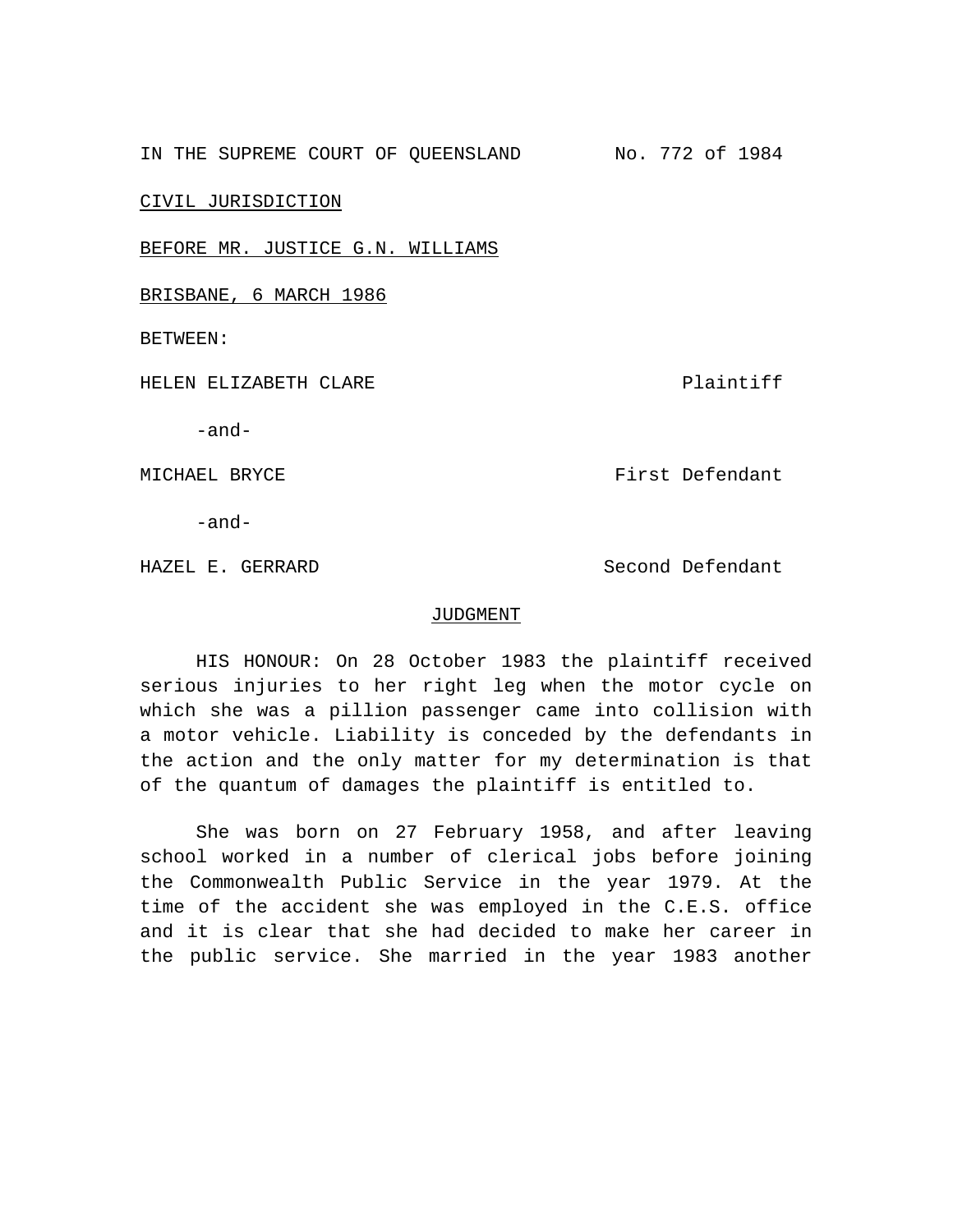IN THE SUPREME COURT OF QUEENSLAND No. 772 of 1984

CIVIL JURISDICTION

BEFORE MR. JUSTICE G.N. WILLIAMS

BRISBANE, 6 MARCH 1986

BETWEEN:

HELEN ELIZABETH CLARE Plaintiff

-and-

MICHAEL BRYCE First Defendant

-and-

HAZEL E. GERRARD Second Defendant

## JUDGMENT

HIS HONOUR: On 28 October 1983 the plaintiff received serious injuries to her right leg when the motor cycle on which she was a pillion passenger came into collision with a motor vehicle. Liability is conceded by the defendants in the action and the only matter for my determination is that of the quantum of damages the plaintiff is entitled to.

She was born on 27 February 1958, and after leaving school worked in a number of clerical jobs before joining the Commonwealth Public Service in the year 1979. At the time of the accident she was employed in the C.E.S. office and it is clear that she had decided to make her career in the public service. She married in the year 1983 another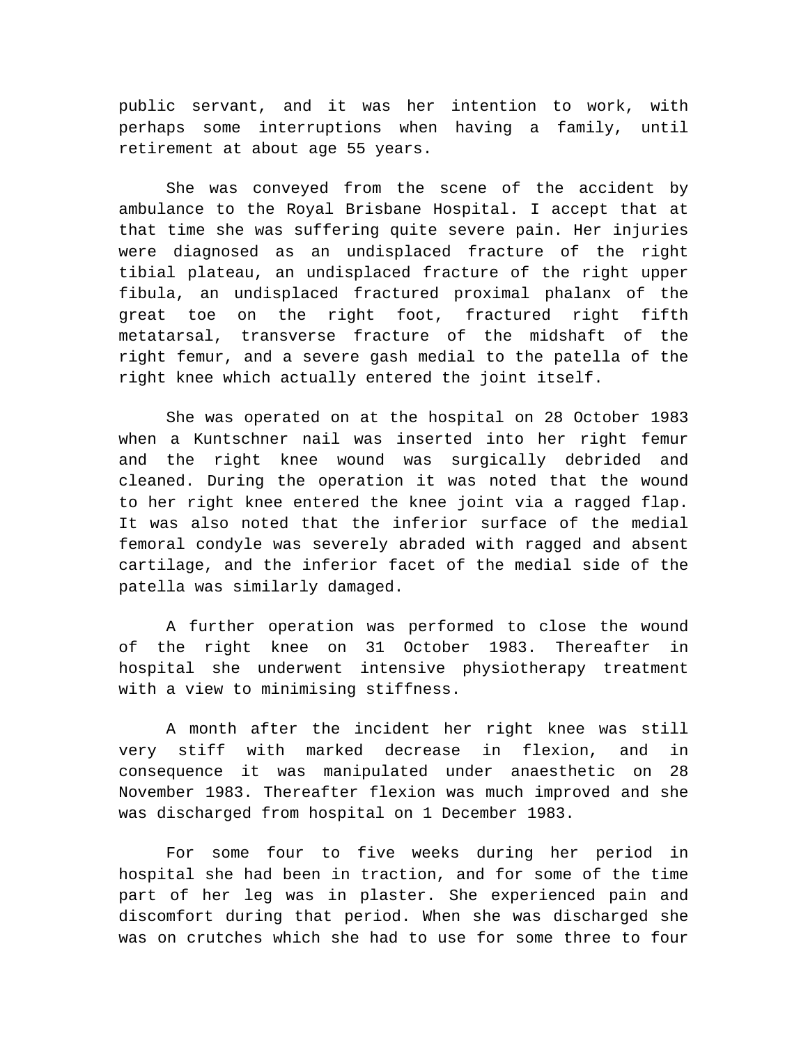public servant, and it was her intention to work, with perhaps some interruptions when having a family, until retirement at about age 55 years.

She was conveyed from the scene of the accident by ambulance to the Royal Brisbane Hospital. I accept that at that time she was suffering quite severe pain. Her injuries were diagnosed as an undisplaced fracture of the right tibial plateau, an undisplaced fracture of the right upper fibula, an undisplaced fractured proximal phalanx of the great toe on the right foot, fractured right fifth metatarsal, transverse fracture of the midshaft of the right femur, and a severe gash medial to the patella of the right knee which actually entered the joint itself.

She was operated on at the hospital on 28 October 1983 when a Kuntschner nail was inserted into her right femur and the right knee wound was surgically debrided and cleaned. During the operation it was noted that the wound to her right knee entered the knee joint via a ragged flap. It was also noted that the inferior surface of the medial femoral condyle was severely abraded with ragged and absent cartilage, and the inferior facet of the medial side of the patella was similarly damaged.

A further operation was performed to close the wound of the right knee on 31 October 1983. Thereafter in hospital she underwent intensive physiotherapy treatment with a view to minimising stiffness.

A month after the incident her right knee was still very stiff with marked decrease in flexion, and in consequence it was manipulated under anaesthetic on 28 November 1983. Thereafter flexion was much improved and she was discharged from hospital on 1 December 1983.

For some four to five weeks during her period in hospital she had been in traction, and for some of the time part of her leg was in plaster. She experienced pain and discomfort during that period. When she was discharged she was on crutches which she had to use for some three to four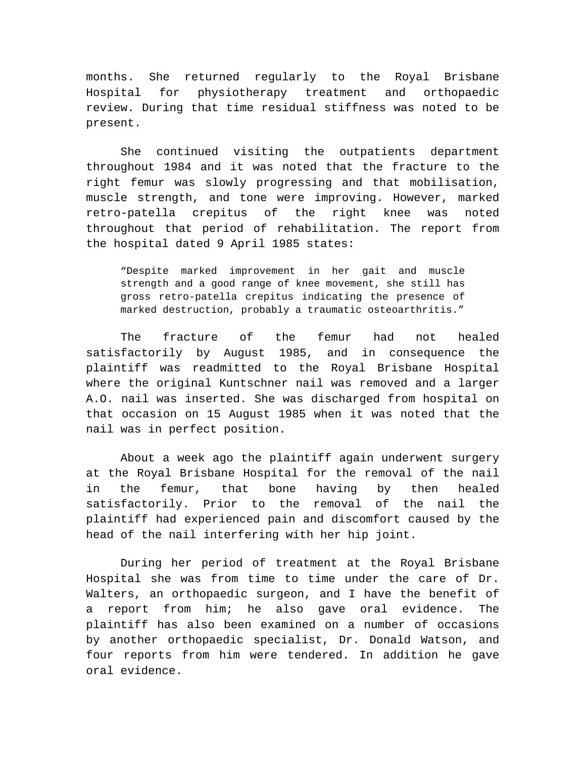months. She returned regularly to the Royal Brisbane Hospital for physiotherapy treatment and orthopaedic review. During that time residual stiffness was noted to be present.

She continued visiting the outpatients department throughout 1984 and it was noted that the fracture to the right femur was slowly progressing and that mobilisation, muscle strength, and tone were improving. However, marked retro-patella crepitus of the right knee was noted throughout that period of rehabilitation. The report from the hospital dated 9 April 1985 states:

> "Despite marked improvement in her gait and muscle strength and a good range of knee movement, she still has gross retro-patella crepitus indicating the presence of marked destruction, probably a traumatic osteoarthritis."

The fracture of the femur had not healed satisfactorily by August 1985, and in consequence the plaintiff was readmitted to the Royal Brisbane Hospital where the original Kuntschner nail was removed and a larger A.O. nail was inserted. She was discharged from hospital on that occasion on 15 August 1985 when it was noted that the nail was in perfect position.

About a week ago the plaintiff again underwent surgery at the Royal Brisbane Hospital for the removal of the nail in the femur, that bone having by then healed satisfactorily. Prior to the removal of the nail the plaintiff had experienced pain and discomfort caused by the head of the nail interfering with her hip joint.

During her period of treatment at the Royal Brisbane Hospital she was from time to time under the care of Dr. Walters, an orthopaedic surgeon, and I have the benefit of a report from him; he also gave oral evidence. The plaintiff has also been examined on a number of occasions by another orthopaedic specialist, Dr. Donald Watson, and four reports from him were tendered. In addition he gave oral evidence.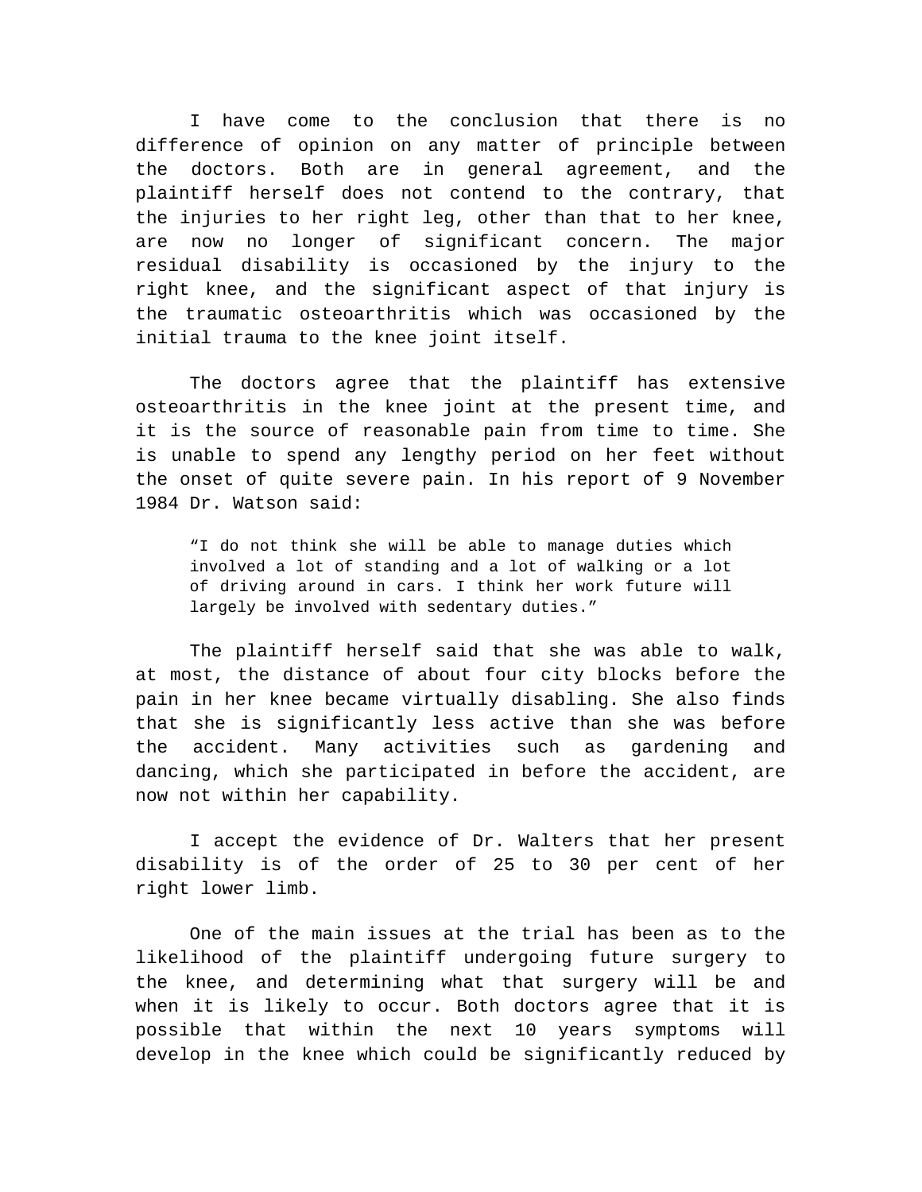I have come to the conclusion that there is no difference of opinion on any matter of principle between the doctors. Both are in general agreement, and the plaintiff herself does not contend to the contrary, that the injuries to her right leg, other than that to her knee, are now no longer of significant concern. The major residual disability is occasioned by the injury to the right knee, and the significant aspect of that injury is the traumatic osteoarthritis which was occasioned by the initial trauma to the knee joint itself.

The doctors agree that the plaintiff has extensive osteoarthritis in the knee joint at the present time, and it is the source of reasonable pain from time to time. She is unable to spend any lengthy period on her feet without the onset of quite severe pain. In his report of 9 November 1984 Dr. Watson said:

> "I do not think she will be able to manage duties which involved a lot of standing and a lot of walking or a lot of driving around in cars. I think her work future will largely be involved with sedentary duties."

The plaintiff herself said that she was able to walk, at most, the distance of about four city blocks before the pain in her knee became virtually disabling. She also finds that she is significantly less active than she was before the accident. Many activities such as gardening and dancing, which she participated in before the accident, are now not within her capability.

I accept the evidence of Dr. Walters that her present disability is of the order of 25 to 30 per cent of her right lower limb.

One of the main issues at the trial has been as to the likelihood of the plaintiff undergoing future surgery to the knee, and determining what that surgery will be and when it is likely to occur. Both doctors agree that it is possible that within the next 10 years symptoms will develop in the knee which could be significantly reduced by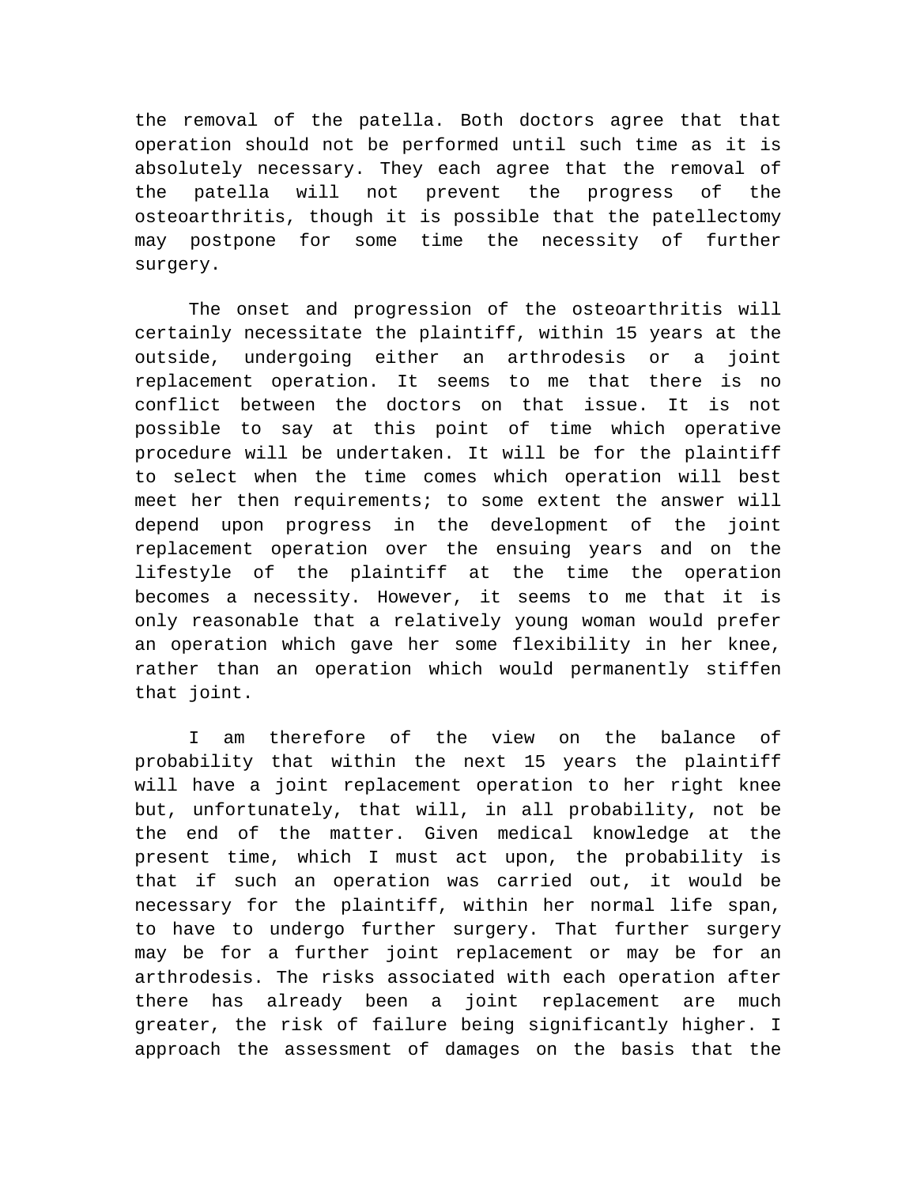the removal of the patella. Both doctors agree that that operation should not be performed until such time as it is absolutely necessary. They each agree that the removal of the patella will not prevent the progress of the osteoarthritis, though it is possible that the patellectomy may postpone for some time the necessity of further surgery.

The onset and progression of the osteoarthritis will certainly necessitate the plaintiff, within 15 years at the outside, undergoing either an arthrodesis or a joint replacement operation. It seems to me that there is no conflict between the doctors on that issue. It is not possible to say at this point of time which operative procedure will be undertaken. It will be for the plaintiff to select when the time comes which operation will best meet her then requirements; to some extent the answer will depend upon progress in the development of the joint replacement operation over the ensuing years and on the lifestyle of the plaintiff at the time the operation becomes a necessity. However, it seems to me that it is only reasonable that a relatively young woman would prefer an operation which gave her some flexibility in her knee, rather than an operation which would permanently stiffen that joint.

I am therefore of the view on the balance of probability that within the next 15 years the plaintiff will have a joint replacement operation to her right knee but, unfortunately, that will, in all probability, not be the end of the matter. Given medical knowledge at the present time, which I must act upon, the probability is that if such an operation was carried out, it would be necessary for the plaintiff, within her normal life span, to have to undergo further surgery. That further surgery may be for a further joint replacement or may be for an arthrodesis. The risks associated with each operation after there has already been a joint replacement are much greater, the risk of failure being significantly higher. I approach the assessment of damages on the basis that the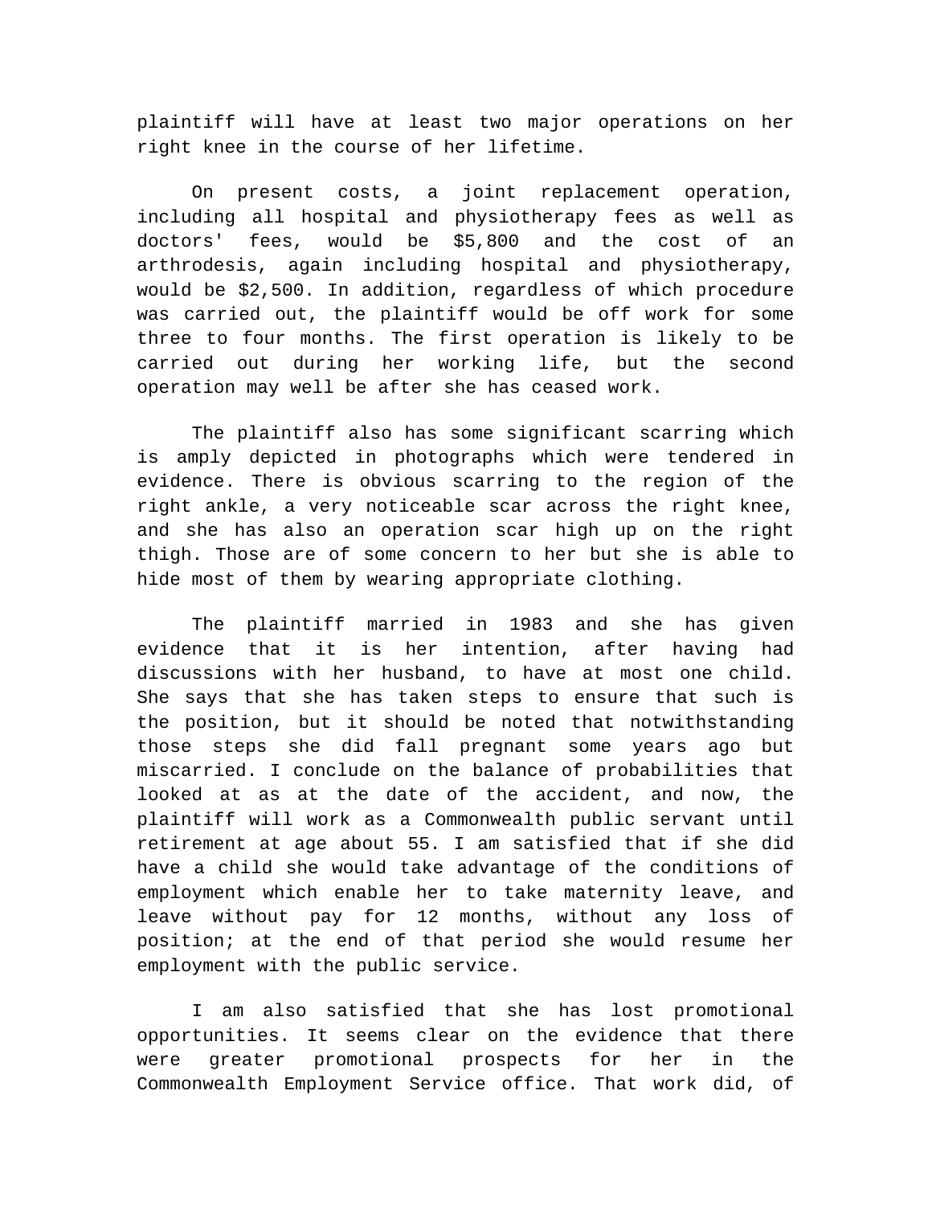plaintiff will have at least two major operations on her right knee in the course of her lifetime.

On present costs, a joint replacement operation, including all hospital and physiotherapy fees as well as doctors' fees, would be $5,800 and the cost of an arthrodesis, again including hospital and physiotherapy, would be $2,500. In addition, regardless of which procedure was carried out, the plaintiff would be off work for some three to four months. The first operation is likely to be carried out during her working life, but the second operation may well be after she has ceased work.

The plaintiff also has some significant scarring which is amply depicted in photographs which were tendered in evidence. There is obvious scarring to the region of the right ankle, a very noticeable scar across the right knee, and she has also an operation scar high up on the right thigh. Those are of some concern to her but she is able to hide most of them by wearing appropriate clothing.

The plaintiff married in 1983 and she has given evidence that it is her intention, after having had discussions with her husband, to have at most one child. She says that she has taken steps to ensure that such is the position, but it should be noted that notwithstanding those steps she did fall pregnant some years ago but miscarried. I conclude on the balance of probabilities that looked at as at the date of the accident, and now, the plaintiff will work as a Commonwealth public servant until retirement at age about 55. I am satisfied that if she did have a child she would take advantage of the conditions of employment which enable her to take maternity leave, and leave without pay for 12 months, without any loss of position; at the end of that period she would resume her employment with the public service.

I am also satisfied that she has lost promotional opportunities. It seems clear on the evidence that there were greater promotional prospects for her in the Commonwealth Employment Service office. That work did, of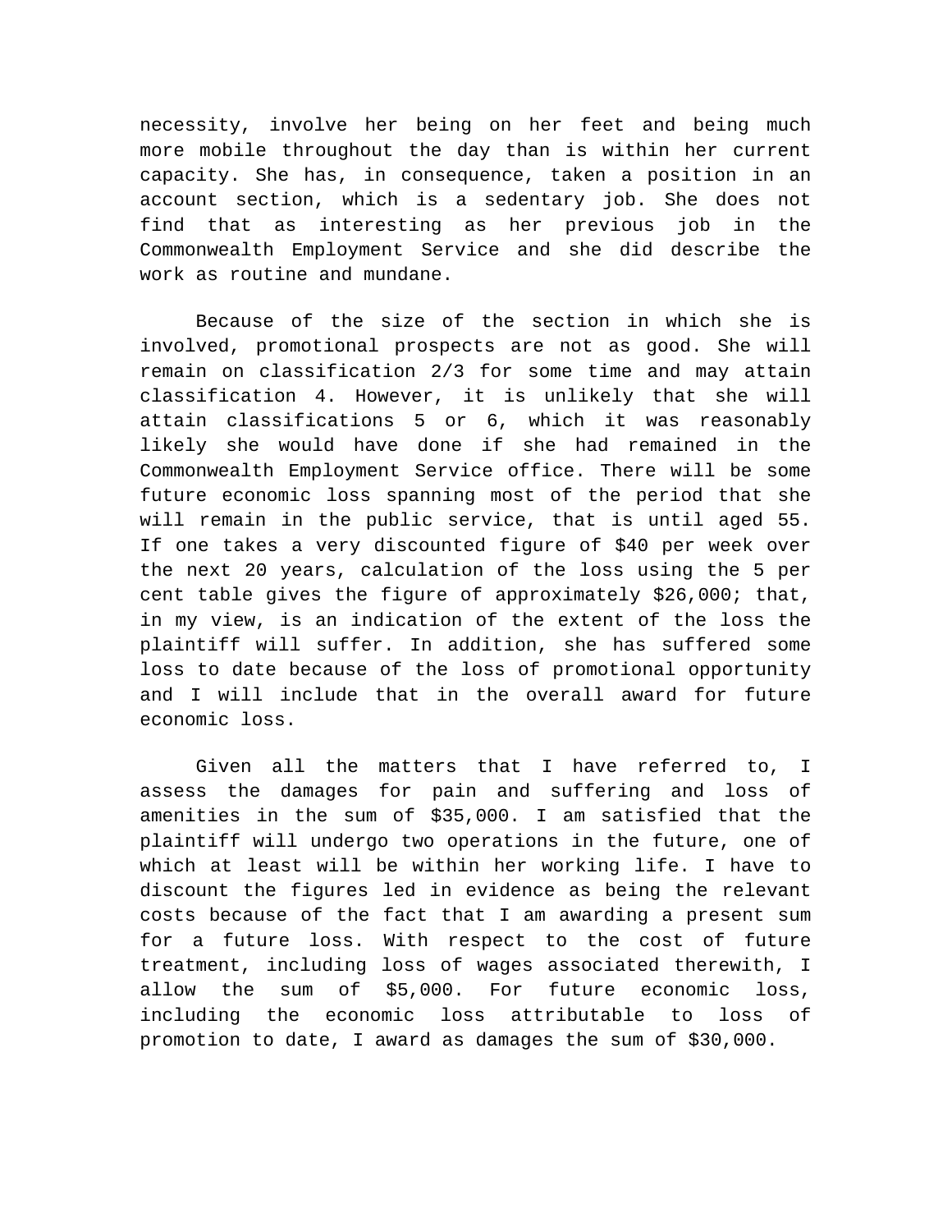necessity, involve her being on her feet and being much more mobile throughout the day than is within her current capacity. She has, in consequence, taken a position in an account section, which is a sedentary job. She does not find that as interesting as her previous job in the Commonwealth Employment Service and she did describe the work as routine and mundane.

Because of the size of the section in which she is involved, promotional prospects are not as good. She will remain on classification 2/3 for some time and may attain classification 4. However, it is unlikely that she will attain classifications 5 or 6, which it was reasonably likely she would have done if she had remained in the Commonwealth Employment Service office. There will be some future economic loss spanning most of the period that she will remain in the public service, that is until aged 55. If one takes a very discounted figure of $40 per week over the next 20 years, calculation of the loss using the 5 per cent table gives the figure of approximately $26,000; that, in my view, is an indication of the extent of the loss the plaintiff will suffer. In addition, she has suffered some loss to date because of the loss of promotional opportunity and I will include that in the overall award for future economic loss.

Given all the matters that I have referred to, I assess the damages for pain and suffering and loss of amenities in the sum of $35,000. I am satisfied that the plaintiff will undergo two operations in the future, one of which at least will be within her working life. I have to discount the figures led in evidence as being the relevant costs because of the fact that I am awarding a present sum for a future loss. With respect to the cost of future treatment, including loss of wages associated therewith, I allow the sum of $5,000. For future economic loss, including the economic loss attributable to loss of promotion to date, I award as damages the sum of $30,000.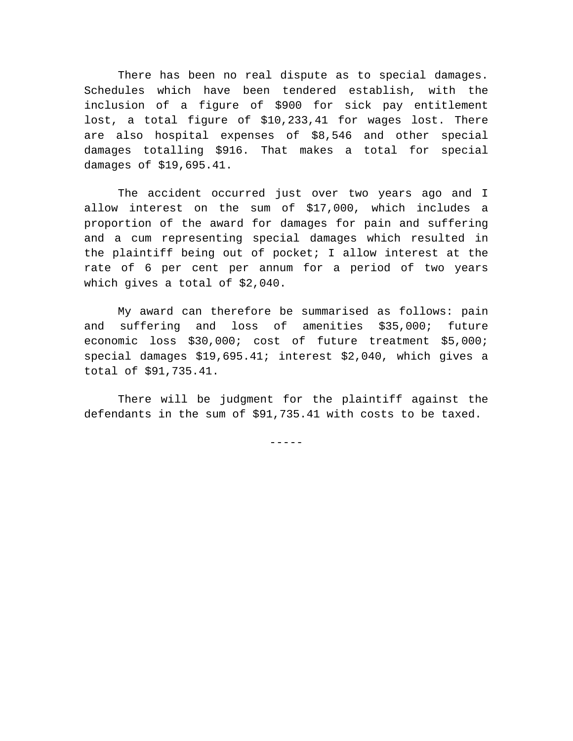There has been no real dispute as to special damages. Schedules which have been tendered establish, with the inclusion of a figure of $900 for sick pay entitlement lost, a total figure of $10,233,41 for wages lost. There are also hospital expenses of $8,546 and other special damages totalling $916. That makes a total for special damages of $19,695.41.

The accident occurred just over two years ago and I allow interest on the sum of $17,000, which includes a proportion of the award for damages for pain and suffering and a cum representing special damages which resulted in the plaintiff being out of pocket; I allow interest at the rate of 6 per cent per annum for a period of two years which gives a total of $2,040.

My award can therefore be summarised as follows: pain and suffering and loss of amenities $35,000; future economic loss $30,000; cost of future treatment $5,000; special damages $19,695.41; interest $2,040, which gives a total of $91,735.41.

There will be judgment for the plaintiff against the defendants in the sum of $91,735.41 with costs to be taxed.

-----